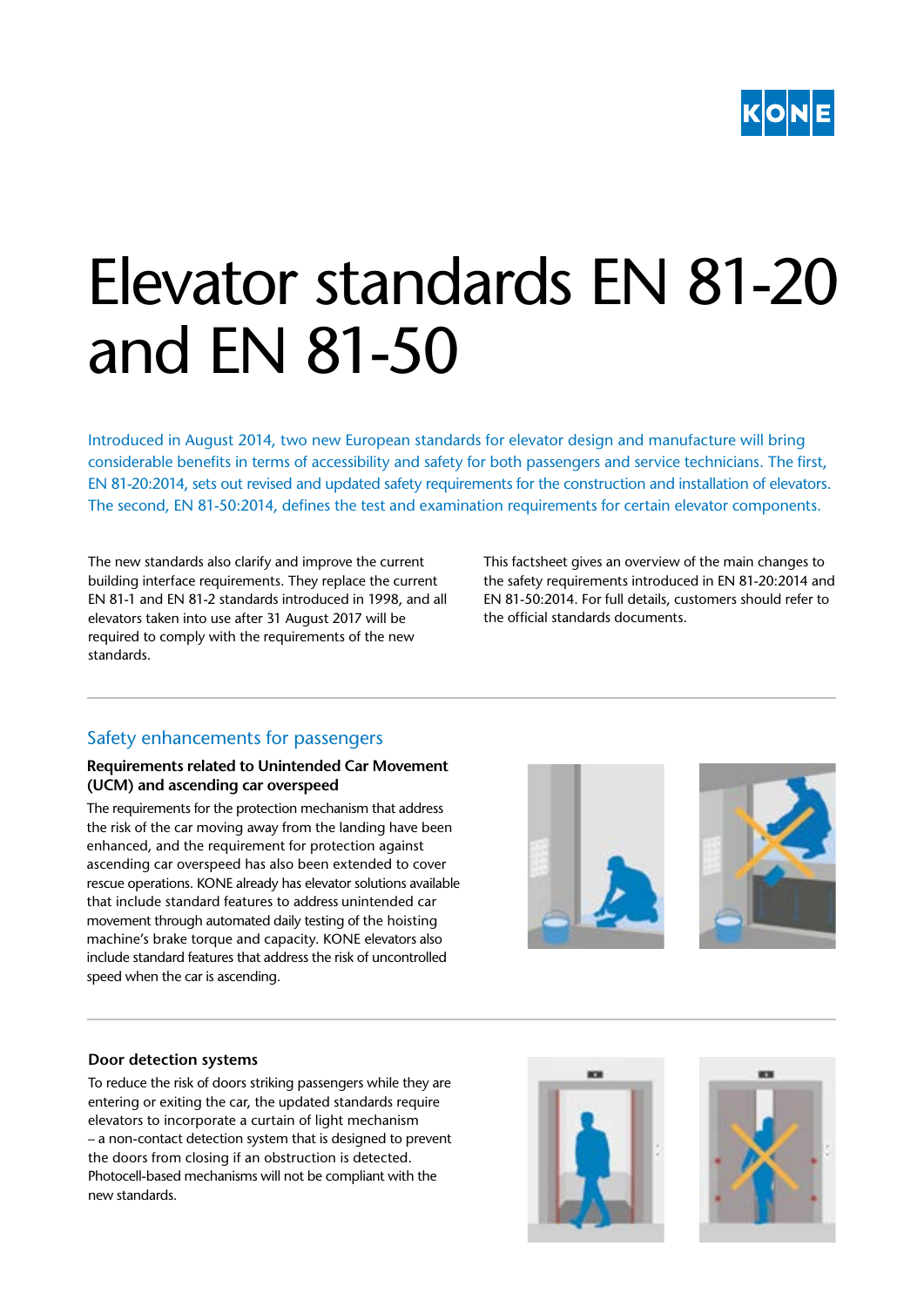# Elevator standards EN 81-20 and EN 81-50

Introduced in August 2014, two new European standards for elevator design and manufacture will bring considerable benefits in terms of accessibility and safety for both passengers and service technicians. The first, EN 81-20:2014, sets out revised and updated safety requirements for the construction and installation of elevators. The second, EN 81-50:2014, defines the test and examination requirements for certain elevator components.

The new standards also clarify and improve the current building interface requirements. They replace the current EN 81-1 and EN 81-2 standards introduced in 1998, and all elevators taken into use after 31 August 2017 will be required to comply with the requirements of the new standards.

This factsheet gives an overview of the main changes to the safety requirements introduced in EN 81-20:2014 and EN 81-50:2014. For full details, customers should refer to the official standards documents.

## Safety enhancements for passengers

### Requirements related to Unintended Car Movement (UCM) and ascending car overspeed

The requirements for the protection mechanism that address the risk of the car moving away from the landing have been enhanced, and the requirement for protection against ascending car overspeed has also been extended to cover rescue operations. KONE already has elevator solutions available that include standard features to address unintended car movement through automated daily testing of the hoisting machine's brake torque and capacity. KONE elevators also include standard features that address the risk of uncontrolled speed when the car is ascending.

### Door detection systems

To reduce the risk of doors striking passengers while they are entering or exiting the car, the updated standards require elevators to incorporate a curtain of light mechanism – a non-contact detection system that is designed to prevent the doors from closing if an obstruction is detected. Photocell-based mechanisms will not be compliant with the new standards.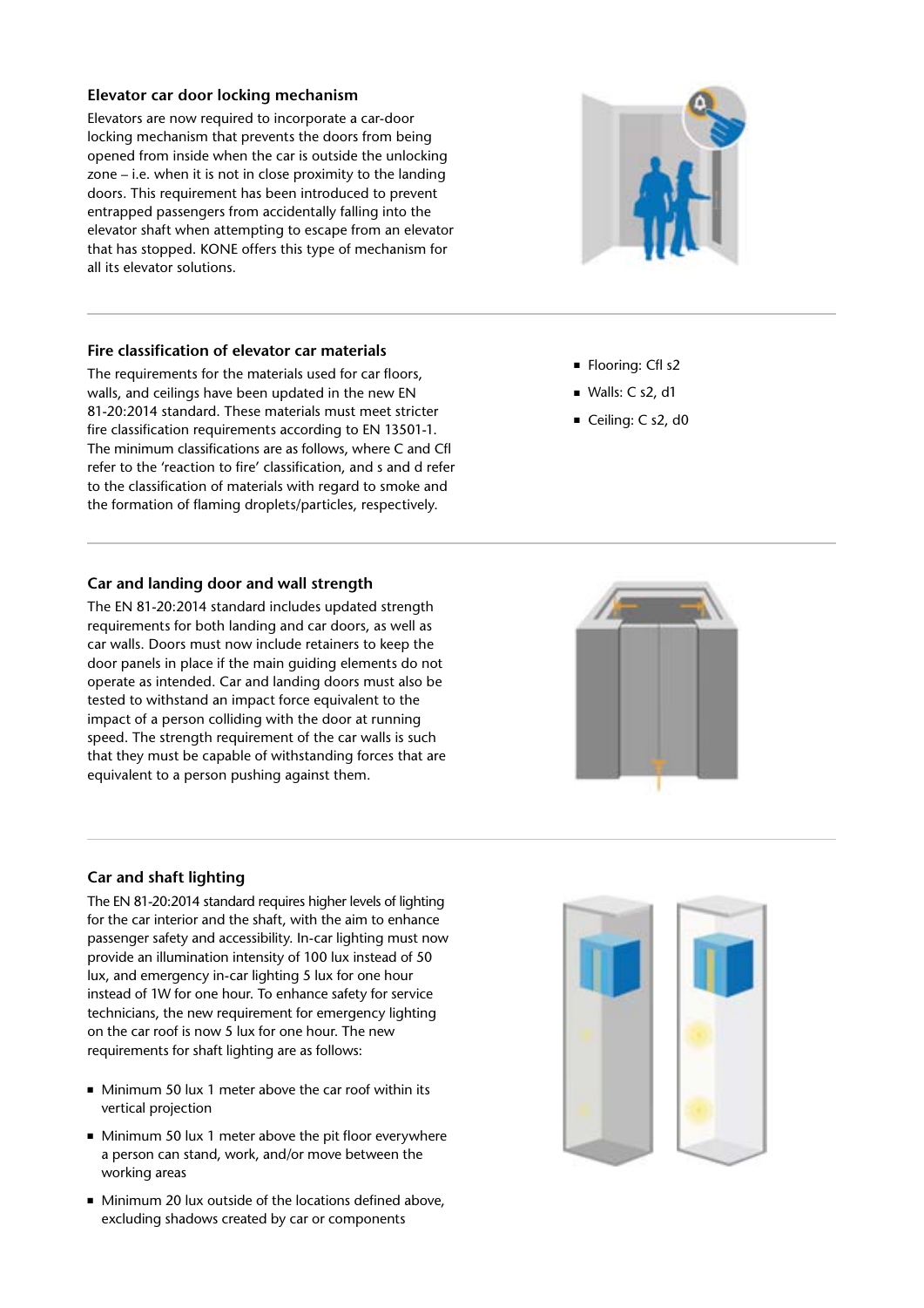### Elevator car door locking mechanism

Elevators are now required to incorporate a car-door locking mechanism that prevents the doors from being opened from inside when the car is outside the unlocking zone – i.e. when it is not in close proximity to the landing doors. This requirement has been introduced to prevent entrapped passengers from accidentally falling into the elevator shaft when attempting to escape from an elevator that has stopped. KONE offers this type of mechanism for all its elevator solutions.

### Fire classification of elevator car materials

The requirements for the materials used for car floors, walls, and ceilings have been updated in the new EN 81-20:2014 standard. These materials must meet stricter fire classification requirements according to EN 13501-1. The minimum classifications are as follows, where C and Cfl refer to the 'reaction to fire' classification, and s and d refer to the classification of materials with regard to smoke and the formation of flaming droplets/particles, respectively.

- Flooring: Cfl s2
- Walls: C s2, d1
- Ceiling: C s2, d0

### Car and landing door and wall strength

The EN 81-20:2014 standard includes updated strength requirements for both landing and car doors, as well as car walls. Doors must now include retainers to keep the door panels in place if the main guiding elements do not operate as intended. Car and landing doors must also be tested to withstand an impact force equivalent to the impact of a person colliding with the door at running speed. The strength requirement of the car walls is such that they must be capable of withstanding forces that are equivalent to a person pushing against them.

### Car and shaft lighting

The EN 81-20:2014 standard requires higher levels of lighting for the car interior and the shaft, with the aim to enhance passenger safety and accessibility. In-car lighting must now provide an illumination intensity of 100 lux instead of 50 lux, and emergency in-car lighting 5 lux for one hour instead of 1W for one hour. To enhance safety for service technicians, the new requirement for emergency lighting on the car roof is now 5 lux for one hour. The new requirements for shaft lighting are as follows:

- Minimum 50 lux 1 meter above the car roof within its vertical projection
- Minimum 50 lux 1 meter above the pit floor everywhere a person can stand, work, and/or move between the working areas
- Minimum 20 lux outside of the locations defined above, excluding shadows created by car or components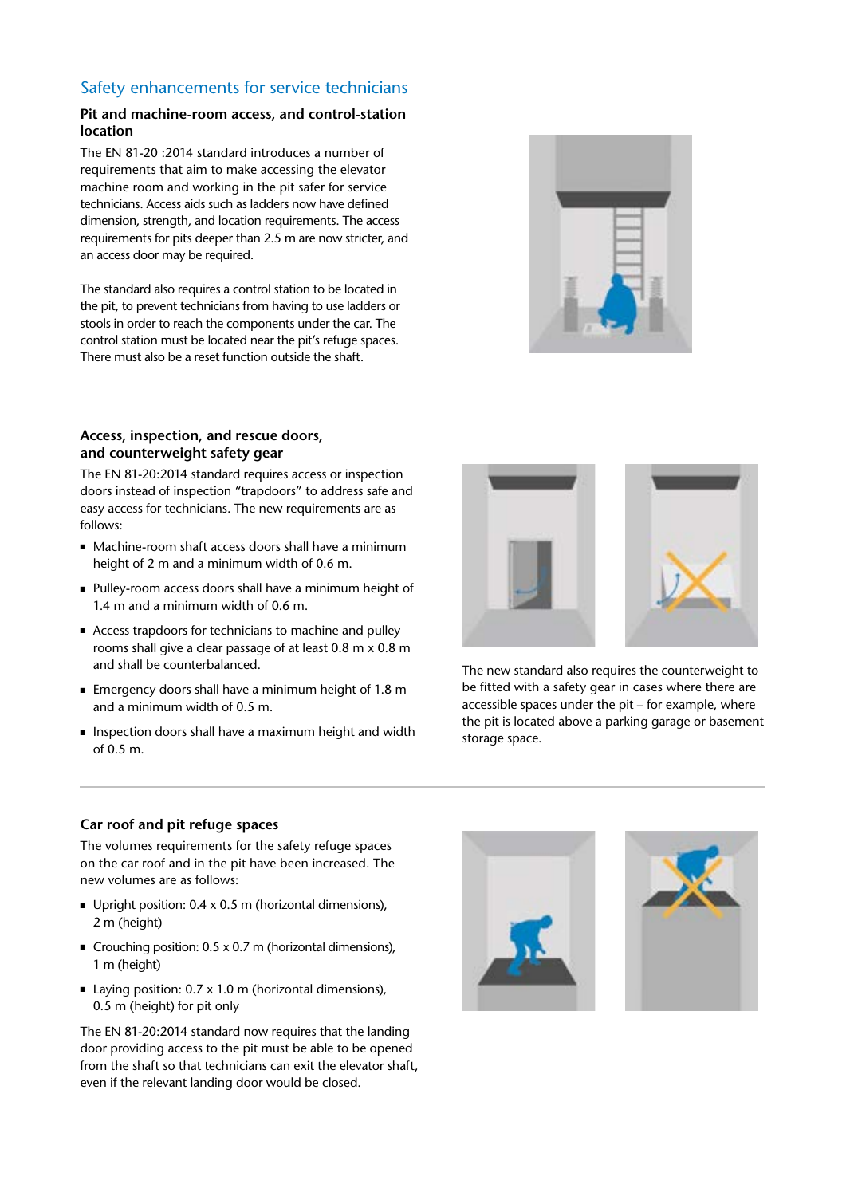## Safety enhancements for service technicians

### Pit and machine-room access, and control-station location

The EN 81-20 :2014 standard introduces a number of requirements that aim to make accessing the elevator machine room and working in the pit safer for service technicians. Access aids such as ladders now have defined dimension, strength, and location requirements. The access requirements for pits deeper than 2.5 m are now stricter, and an access door may be required.

The standard also requires a control station to be located in the pit, to prevent technicians from having to use ladders or stools in order to reach the components under the car. The control station must be located near the pit's refuge spaces. There must also be a reset function outside the shaft.

### Access, inspection, and rescue doors, and counterweight safety gear

The EN 81-20:2014 standard requires access or inspection doors instead of inspection "trapdoors" to address safe and easy access for technicians. The new requirements are as follows:

- Machine-room shaft access doors shall have a minimum height of 2 m and a minimum width of 0.6 m.
- Pulley-room access doors shall have a minimum height of 1.4 m and a minimum width of 0.6 m.
- Access trapdoors for technicians to machine and pulley rooms shall give a clear passage of at least 0.8 m x 0.8 m and shall be counterbalanced.
- Emergency doors shall have a minimum height of 1.8 m and a minimum width of 0.5 m.
- Inspection doors shall have a maximum height and width of 0.5 m.

The new standard also requires the counterweight to be fitted with a safety gear in cases where there are accessible spaces under the pit – for example, where the pit is located above a parking garage or basement storage space.

### Car roof and pit refuge spaces

The volumes requirements for the safety refuge spaces on the car roof and in the pit have been increased. The new volumes are as follows:

- Upright position: 0.4 x 0.5 m (horizontal dimensions), 2 m (height)
- Crouching position: 0.5 x 0.7 m (horizontal dimensions), 1 m (height)
- Laying position: 0.7 x 1.0 m (horizontal dimensions), 0.5 m (height) for pit only

The EN 81-20:2014 standard now requires that the landing door providing access to the pit must be able to be opened from the shaft so that technicians can exit the elevator shaft, even if the relevant landing door would be closed.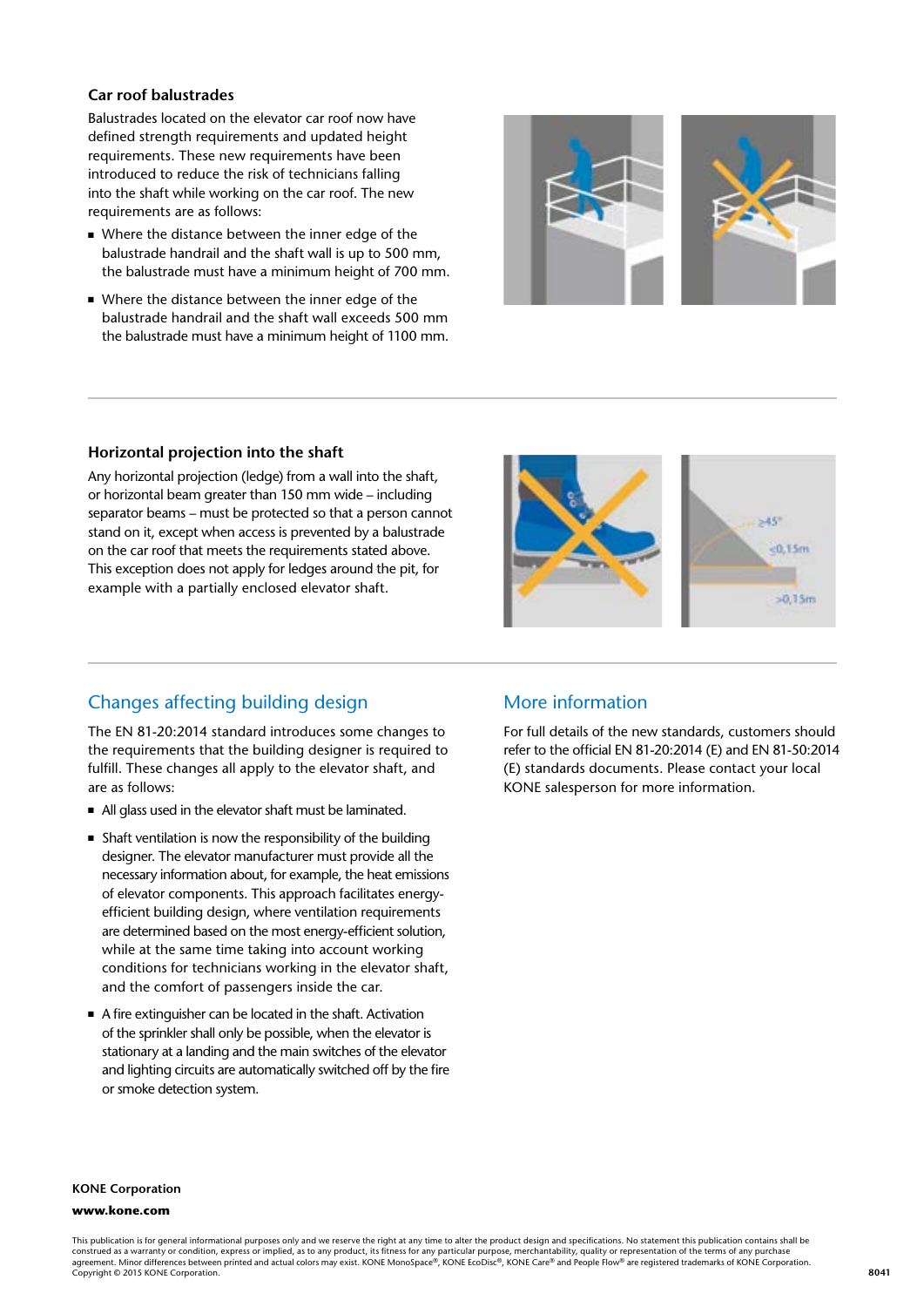### Car roof balustrades

Balustrades located on the elevator car roof now have defined strength requirements and updated height requirements. These new requirements have been introduced to reduce the risk of technicians falling into the shaft while working on the car roof. The new requirements are as follows:

- Where the distance between the inner edge of the balustrade handrail and the shaft wall is up to 500 mm, the balustrade must have a minimum height of 700 mm.
- Where the distance between the inner edge of the balustrade handrail and the shaft wall exceeds 500 mm the balustrade must have a minimum height of 1100 mm.

### Horizontal projection into the shaft

Any horizontal projection (ledge) from a wall into the shaft, or horizontal beam greater than 150 mm wide – including separator beams – must be protected so that a person cannot stand on it, except when access is prevented by a balustrade on the car roof that meets the requirements stated above. This exception does not apply for ledges around the pit, for example with a partially enclosed elevator shaft.

≥45°

≤0,15m

>0,15m

## Changes affecting building design

The EN 81-20:2014 standard introduces some changes to the requirements that the building designer is required to fulfill. These changes all apply to the elevator shaft, and are as follows:

- All glass used in the elevator shaft must be laminated.
- Shaft ventilation is now the responsibility of the building designer. The elevator manufacturer must provide all the necessary information about, for example, the heat emissions of elevator components. This approach facilitates energy-efficient building design, where ventilation requirements are determined based on the most energy-efficient solution, while at the same time taking into account working conditions for technicians working in the elevator shaft, and the comfort of passengers inside the car.
- A fire extinguisher can be located in the shaft. Activation of the sprinkler shall only be possible, when the elevator is stationary at a landing and the main switches of the elevator and lighting circuits are automatically switched off by the fire or smoke detection system.

## More information

For full details of the new standards, customers should refer to the official EN 81-20:2014 (E) and EN 81-50:2014 (E) standards documents. Please contact your local KONE salesperson for more information.

**KONE Corporation**

**www.kone.com**

This publication is for general informational purposes only and we reserve the right at any time to alter the product design and specifications. No statement this publication contains shall be construed as a warranty or condition, express or implied, as to any product, its fitness for any particular purpose, merchantability, quality or representation of the terms of any purchase agreement. Minor differences between printed and actual colors may exist. KONE MonoSpace®, KONE EcoDisc®, KONE Care® and People Flow® are registered trademarks of KONE Corporation. Copyright © 2015 KONE Corporation.

8041